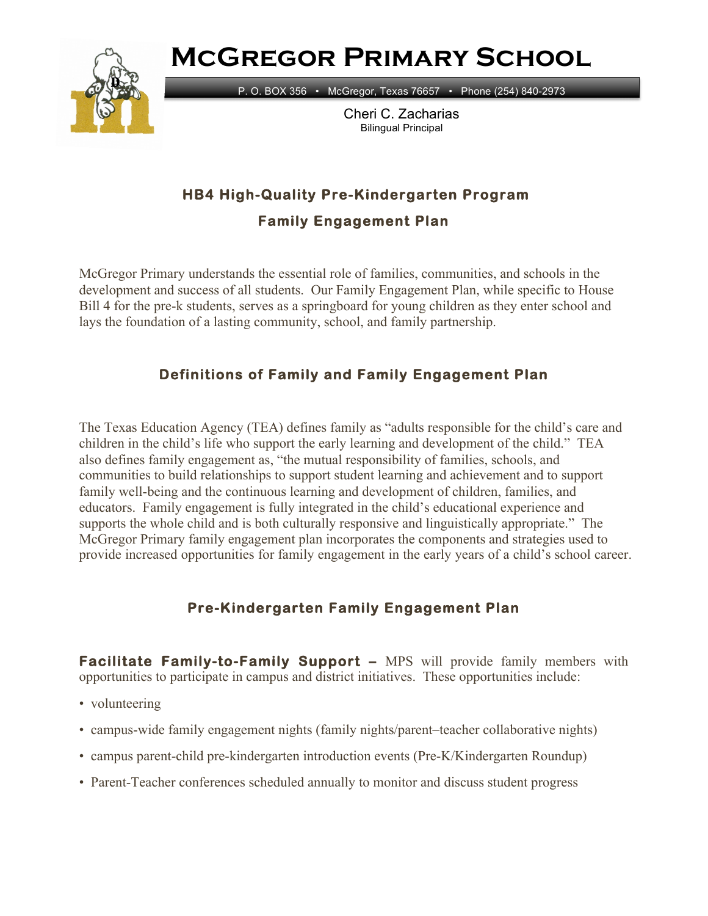# McGregor Primary School

P. O. BOX 356 • McGregor, Texas 76657 • Phone (254) 840-2973

Cheri C. Zacharias
Bilingual Principal

## HB4 High-Quality Pre-Kindergarten Program

## Family Engagement Plan

McGregor Primary understands the essential role of families, communities, and schools in the development and success of all students. Our Family Engagement Plan, while specific to House Bill 4 for the pre-k students, serves as a springboard for young children as they enter school and lays the foundation of a lasting community, school, and family partnership.

## Definitions of Family and Family Engagement Plan

The Texas Education Agency (TEA) defines family as "adults responsible for the child's care and children in the child's life who support the early learning and development of the child." TEA also defines family engagement as, "the mutual responsibility of families, schools, and communities to build relationships to support student learning and achievement and to support family well-being and the continuous learning and development of children, families, and educators. Family engagement is fully integrated in the child's educational experience and supports the whole child and is both culturally responsive and linguistically appropriate." The McGregor Primary family engagement plan incorporates the components and strategies used to provide increased opportunities for family engagement in the early years of a child's school career.

## Pre-Kindergarten Family Engagement Plan

**Facilitate Family-to-Family Support –** MPS will provide family members with opportunities to participate in campus and district initiatives. These opportunities include:

- volunteering
- campus-wide family engagement nights (family nights/parent–teacher collaborative nights)
- campus parent-child pre-kindergarten introduction events (Pre-K/Kindergarten Roundup)
- Parent-Teacher conferences scheduled annually to monitor and discuss student progress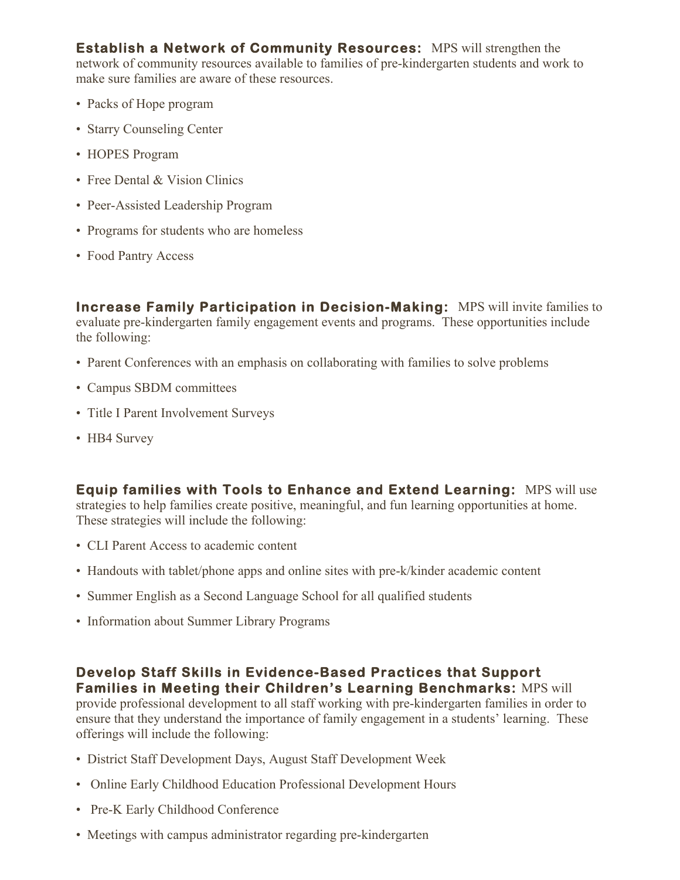**Establish a Network of Community Resources:** MPS will strengthen the network of community resources available to families of pre-kindergarten students and work to make sure families are aware of these resources.

- Packs of Hope program
- Starry Counseling Center
- HOPES Program
- Free Dental & Vision Clinics
- Peer-Assisted Leadership Program
- Programs for students who are homeless
- Food Pantry Access

**Increase Family Participation in Decision-Making:** MPS will invite families to evaluate pre-kindergarten family engagement events and programs. These opportunities include the following:

- Parent Conferences with an emphasis on collaborating with families to solve problems
- Campus SBDM committees
- Title I Parent Involvement Surveys
- HB4 Survey

**Equip families with Tools to Enhance and Extend Learning:** MPS will use strategies to help families create positive, meaningful, and fun learning opportunities at home. These strategies will include the following:

- CLI Parent Access to academic content
- Handouts with tablet/phone apps and online sites with pre-k/kinder academic content
- Summer English as a Second Language School for all qualified students
- Information about Summer Library Programs

**Develop Staff Skills in Evidence-Based Practices that Support Families in Meeting their Children's Learning Benchmarks:** MPS will provide professional development to all staff working with pre-kindergarten families in order to ensure that they understand the importance of family engagement in a students' learning. These offerings will include the following:

- District Staff Development Days, August Staff Development Week
- Online Early Childhood Education Professional Development Hours
- Pre-K Early Childhood Conference
- Meetings with campus administrator regarding pre-kindergarten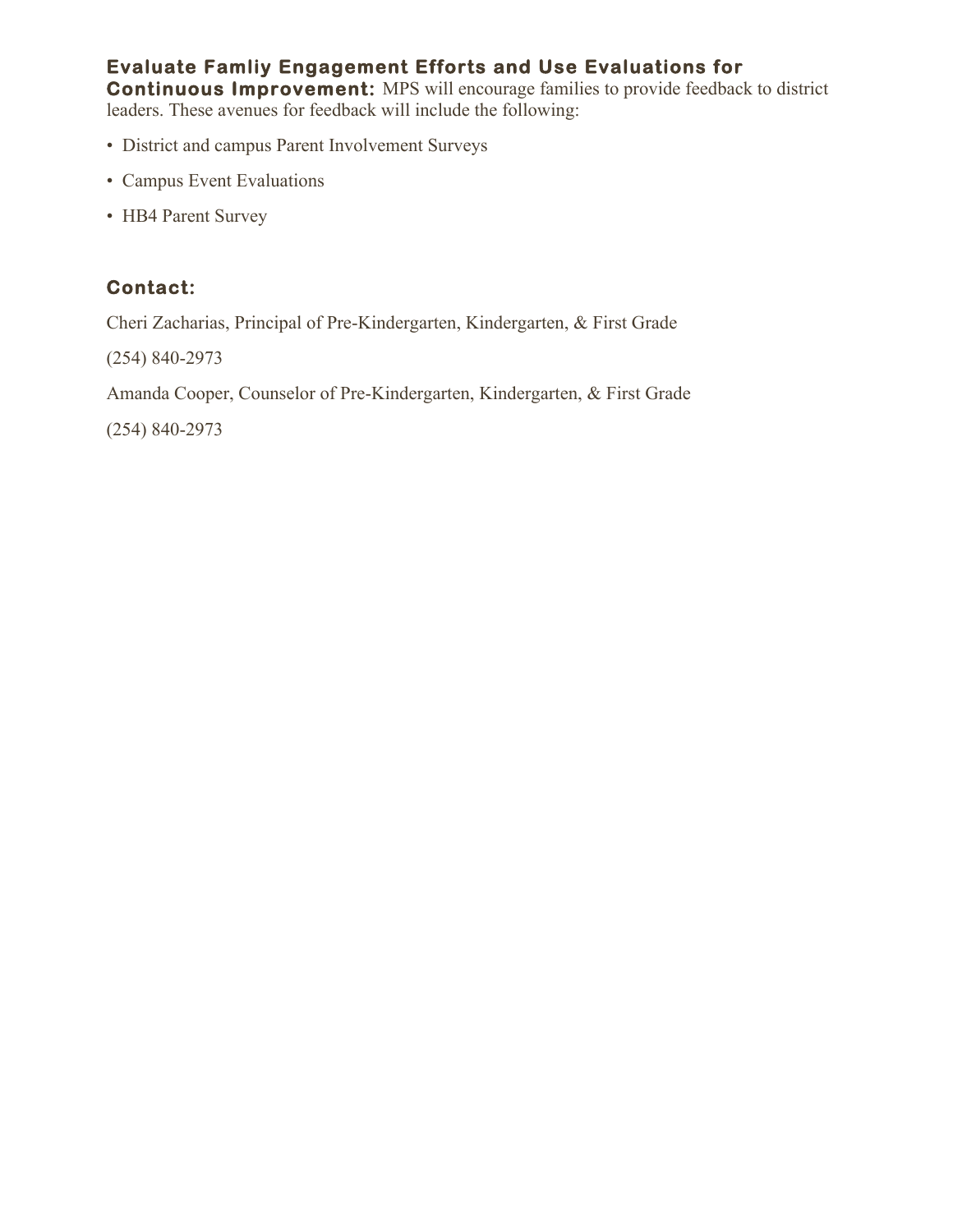**Evaluate Famliy Engagement Efforts and Use Evaluations for Continuous Improvement:** MPS will encourage families to provide feedback to district leaders. These avenues for feedback will include the following:

- District and campus Parent Involvement Surveys
- Campus Event Evaluations
- HB4 Parent Survey

### Contact:

Cheri Zacharias, Principal of Pre-Kindergarten, Kindergarten, & First Grade

(254) 840-2973

Amanda Cooper, Counselor of Pre-Kindergarten, Kindergarten, & First Grade

(254) 840-2973